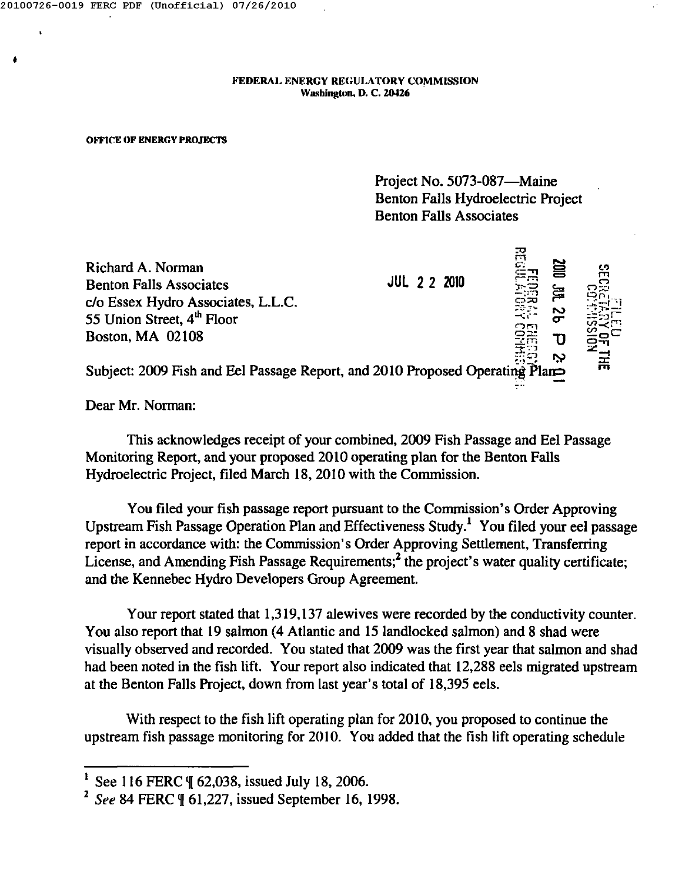**FEDERAL ENERGY REGULATORY COMMISSION**
**Washington, D. C. 20426**

**OFFICE OF ENERGY PROJECTS**

Project No. 5073-087—Maine
Benton Falls Hydroelectric Project
Benton Falls Associates

Richard A. Norman
Benton Falls Associates
c/o Essex Hydro Associates, L.L.C.
55 Union Street, 4th Floor
Boston, MA 02108

JUL 22 2010

Subject: 2009 Fish and Eel Passage Report, and 2010 Proposed Operating Plan

Dear Mr. Norman:

This acknowledges receipt of your combined, 2009 Fish Passage and Eel Passage Monitoring Report, and your proposed 2010 operating plan for the Benton Falls Hydroelectric Project, filed March 18, 2010 with the Commission.

You filed your fish passage report pursuant to the Commission's Order Approving Upstream Fish Passage Operation Plan and Effectiveness Study.[1] You filed your eel passage report in accordance with: the Commission's Order Approving Settlement, Transferring License, and Amending Fish Passage Requirements;[2] the project's water quality certificate; and the Kennebec Hydro Developers Group Agreement.

Your report stated that 1,319,137 alewives were recorded by the conductivity counter. You also report that 19 salmon (4 Atlantic and 15 landlocked salmon) and 8 shad were visually observed and recorded. You stated that 2009 was the first year that salmon and shad had been noted in the fish lift. Your report also indicated that 12,288 eels migrated upstream at the Benton Falls Project, down from last year's total of 18,395 eels.

With respect to the fish lift operating plan for 2010, you proposed to continue the upstream fish passage monitoring for 2010. You added that the fish lift operating schedule

---

[1] See 116 FERC ¶ 62,038, issued July 18, 2006.

[2] *See* 84 FERC ¶ 61,227, issued September 16, 1998.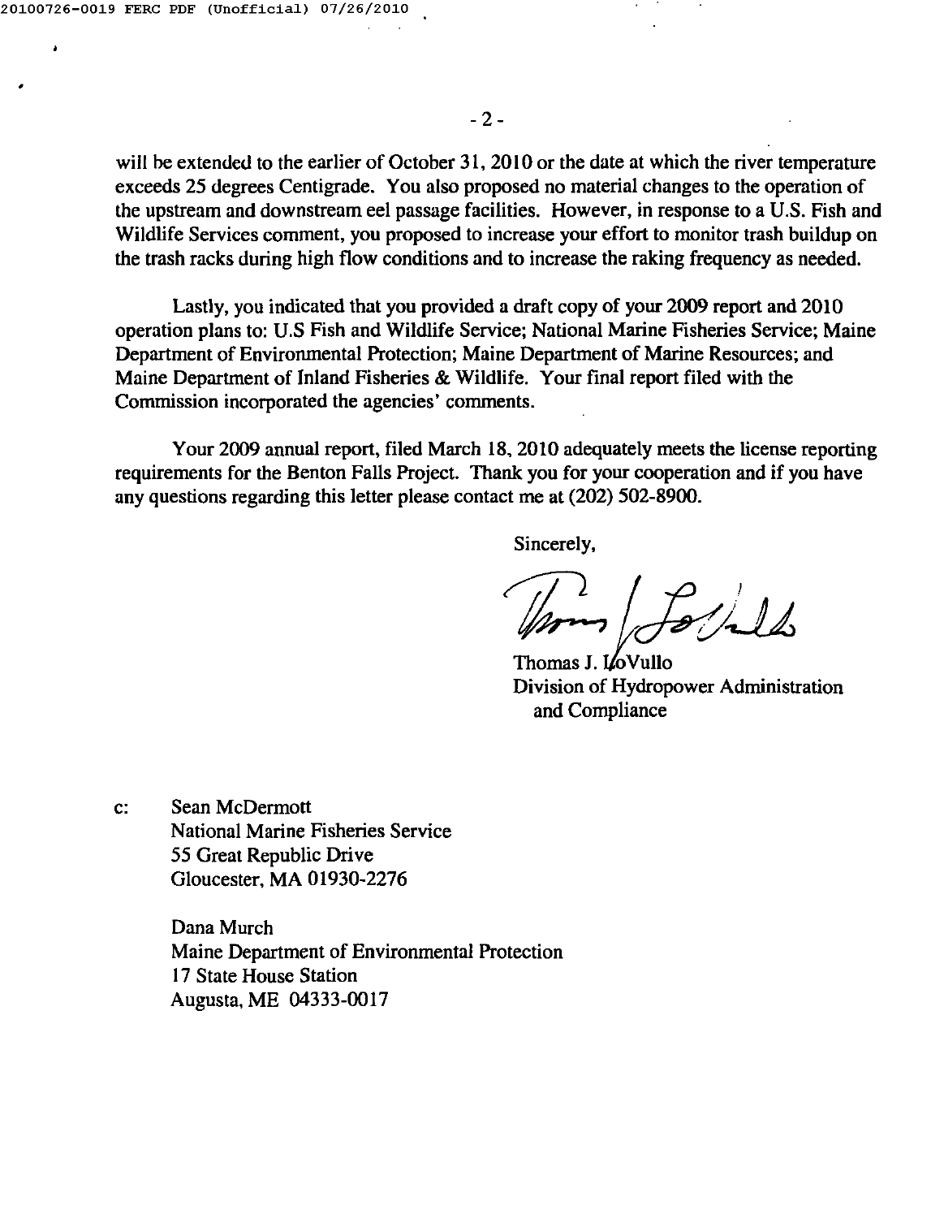will be extended to the earlier of October 31, 2010 or the date at which the river temperature exceeds 25 degrees Centigrade. You also proposed no material changes to the operation of the upstream and downstream eel passage facilities. However, in response to a U.S. Fish and Wildlife Services comment, you proposed to increase your effort to monitor trash buildup on the trash racks during high flow conditions and to increase the raking frequency as needed.

Lastly, you indicated that you provided a draft copy of your 2009 report and 2010 operation plans to: U.S Fish and Wildlife Service; National Marine Fisheries Service; Maine Department of Environmental Protection; Maine Department of Marine Resources; and Maine Department of Inland Fisheries & Wildlife. Your final report filed with the Commission incorporated the agencies' comments.

Your 2009 annual report, filed March 18, 2010 adequately meets the license reporting requirements for the Benton Falls Project. Thank you for your cooperation and if you have any questions regarding this letter please contact me at (202) 502-8900.

Sincerely,

Thomas J. LoVullo
Division of Hydropower Administration
and Compliance

c: Sean McDermott
National Marine Fisheries Service
55 Great Republic Drive
Gloucester, MA 01930-2276

Dana Murch
Maine Department of Environmental Protection
17 State House Station
Augusta, ME 04333-0017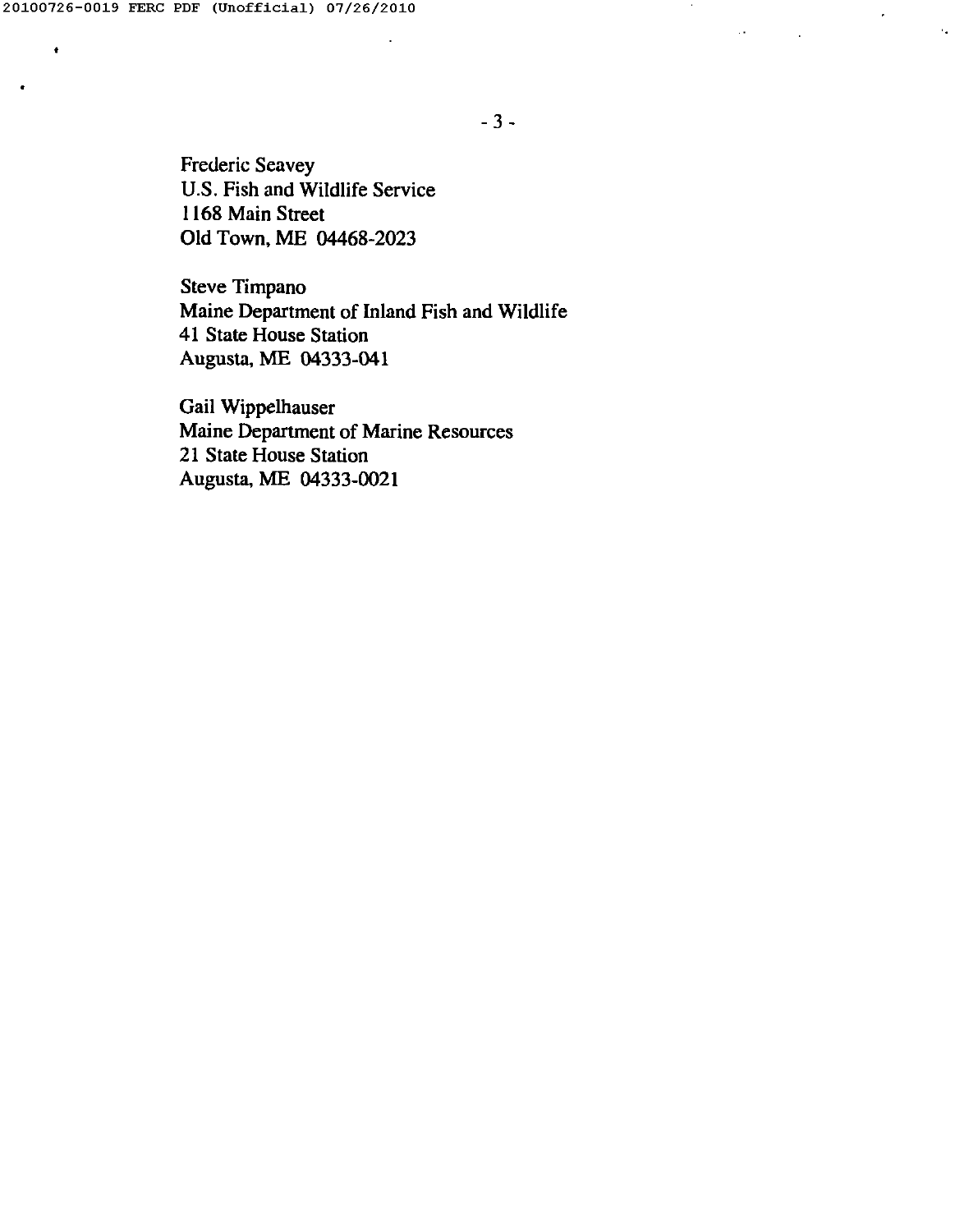Frederic Seavey
U.S. Fish and Wildlife Service
1168 Main Street
Old Town, ME 04468-2023

Steve Timpano
Maine Department of Inland Fish and Wildlife
41 State House Station
Augusta, ME 04333-041

Gail Wippelhauser
Maine Department of Marine Resources
21 State House Station
Augusta, ME 04333-0021